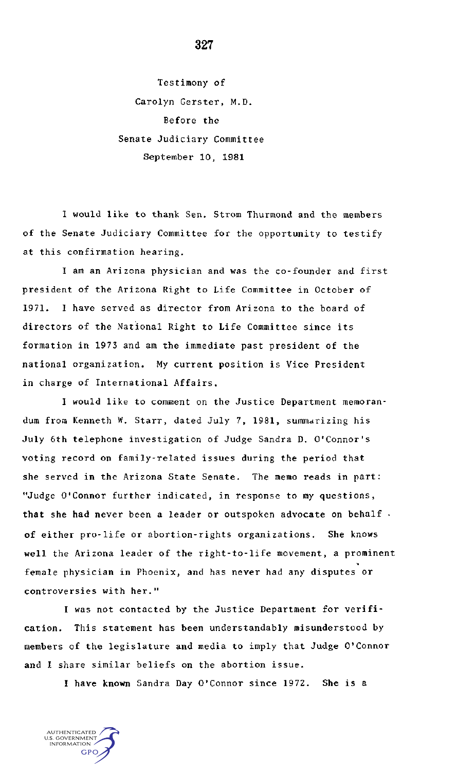Testimony of
Carolyn Gerster, M.D.
Before the
Senate Judiciary Committee
September 10, 1981

I would like to thank Sen. Strom Thurmond and the members of the Senate Judiciary Committee for the opportunity to testify at this confirmation hearing.

I am an Arizona physician and was the co-founder and first president of the Arizona Right to Life Committee in October of 1971. I have served as director from Arizona to the board of directors of the National Right to Life Committee since its formation in 1973 and am the immediate past president of the national organization. My current position is Vice President in charge of International Affairs.

I would like to comment on the Justice Department memorandum from Kenneth W. Starr, dated July 7, 1981, summarizing his July 6th telephone investigation of Judge Sandra D. O'Connor's voting record on family-related issues during the period that she served in the Arizona State Senate. The memo reads in part: "Judge O'Connor further indicated, in response to my questions, that she had never been a leader or outspoken advocate on behalf of either pro-life or abortion-rights organizations. She knows well the Arizona leader of the right-to-life movement, a prominent female physician in Phoenix, and has never had any disputes or controversies with her."

I was not contacted by the Justice Department for verification. This statement has been understandably misunderstood by members of the legislature and media to imply that Judge O'Connor and I share similar beliefs on the abortion issue.

I have known Sandra Day O'Connor since 1972. She is a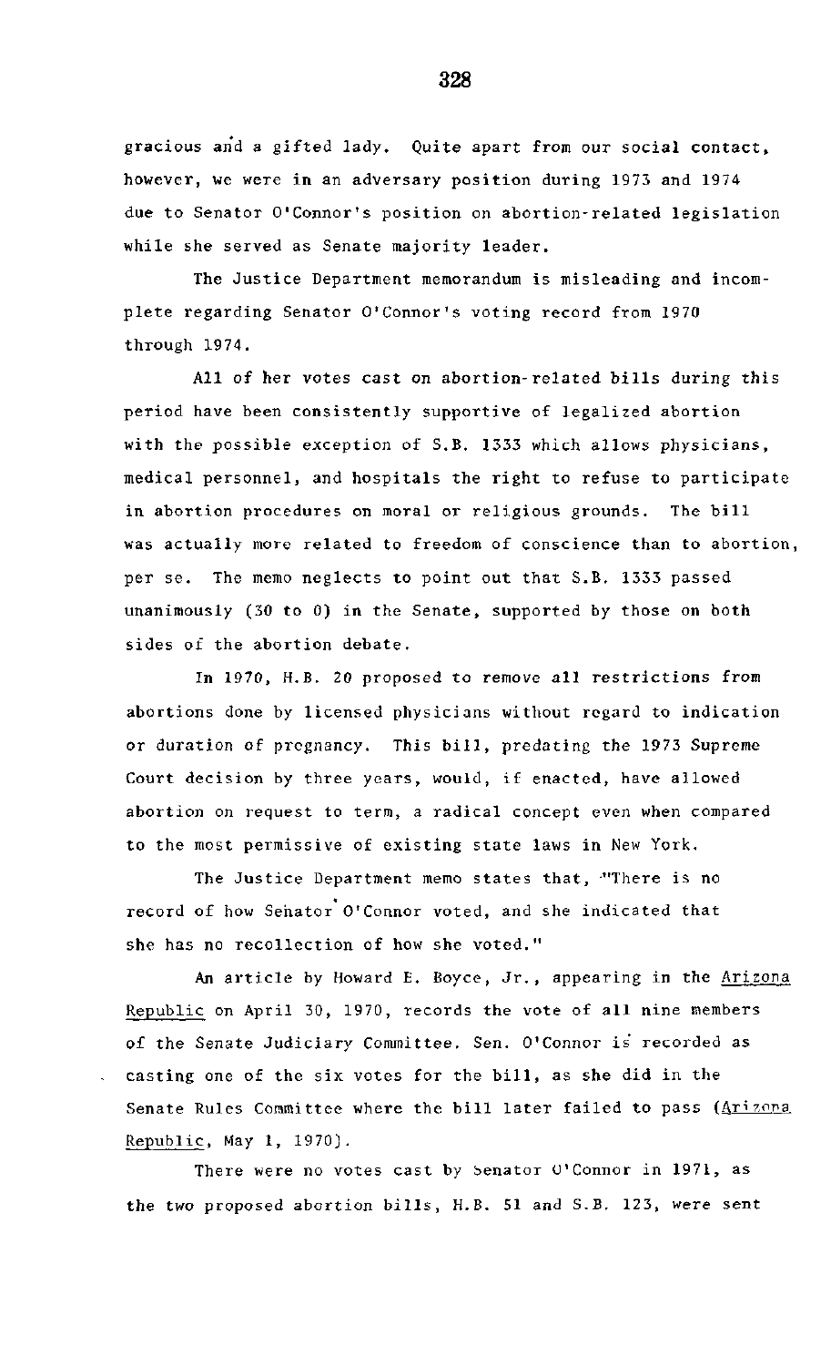gracious and a gifted lady. Quite apart from our social contact, however, we were in an adversary position during 1973 and 1974 due to Senator O'Connor's position on abortion-related legislation while she served as Senate majority leader.

The Justice Department memorandum is misleading and incomplete regarding Senator O'Connor's voting record from 1970 through 1974.

All of her votes cast on abortion-related bills during this period have been consistently supportive of legalized abortion with the possible exception of S.B. 1333 which allows physicians, medical personnel, and hospitals the right to refuse to participate in abortion procedures on moral or religious grounds. The bill was actually more related to freedom of conscience than to abortion, per se. The memo neglects to point out that S.B. 1333 passed unanimously (30 to 0) in the Senate, supported by those on both sides of the abortion debate.

In 1970, H.B. 20 proposed to remove all restrictions from abortions done by licensed physicians without regard to indication or duration of pregnancy. This bill, predating the 1973 Supreme Court decision by three years, would, if enacted, have allowed abortion on request to term, a radical concept even when compared to the most permissive of existing state laws in New York.

The Justice Department memo states that, "There is no record of how Senator O'Connor voted, and she indicated that she has no recollection of how she voted."

An article by Howard E. Boyce, Jr., appearing in the Arizona Republic on April 30, 1970, records the vote of all nine members of the Senate Judiciary Committee. Sen. O'Connor is recorded as casting one of the six votes for the bill, as she did in the Senate Rules Committee where the bill later failed to pass (Arizona Republic, May 1, 1970).

There were no votes cast by Senator O'Connor in 1971, as the two proposed abortion bills, H.B. 51 and S.B. 123, were sent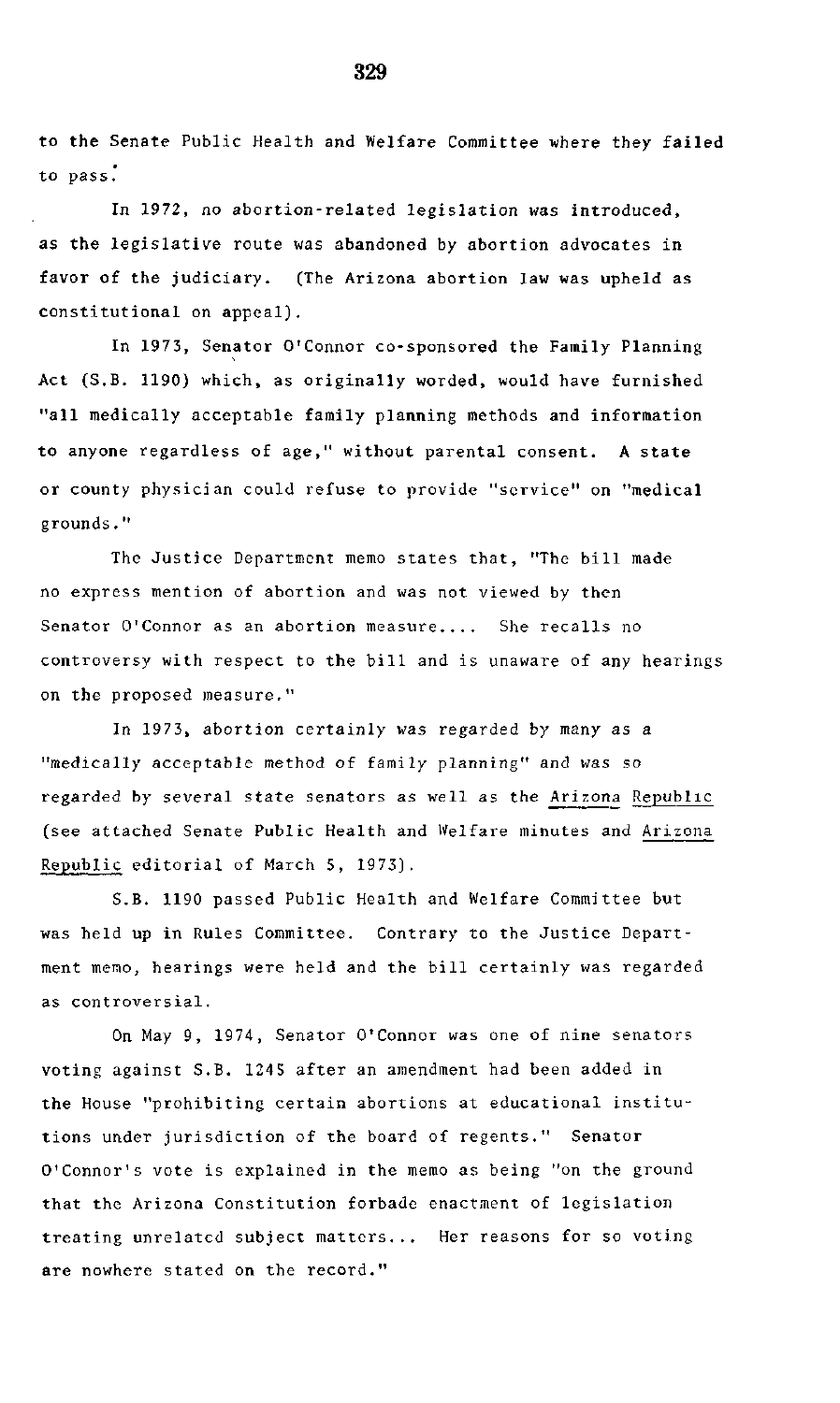to the Senate Public Health and Welfare Committee where they failed to pass.

In 1972, no abortion-related legislation was introduced, as the legislative route was abandoned by abortion advocates in favor of the judiciary. (The Arizona abortion law was upheld as constitutional on appeal).

In 1973, Senator O'Connor co-sponsored the Family Planning Act (S.B. 1190) which, as originally worded, would have furnished "all medically acceptable family planning methods and information to anyone regardless of age," without parental consent. A state or county physician could refuse to provide "service" on "medical grounds."

The Justice Department memo states that, "The bill made no express mention of abortion and was not viewed by then Senator O'Connor as an abortion measure.... She recalls no controversy with respect to the bill and is unaware of any hearings on the proposed measure."

In 1973, abortion certainly was regarded by many as a "medically acceptable method of family planning" and was so regarded by several state senators as well as the Arizona Republic (see attached Senate Public Health and Welfare minutes and Arizona Republic editorial of March 5, 1973).

S.B. 1190 passed Public Health and Welfare Committee but was held up in Rules Committee. Contrary to the Justice Department memo, hearings were held and the bill certainly was regarded as controversial.

On May 9, 1974, Senator O'Connor was one of nine senators voting against S.B. 1245 after an amendment had been added in the House "prohibiting certain abortions at educational institutions under jurisdiction of the board of regents." Senator O'Connor's vote is explained in the memo as being "on the ground that the Arizona Constitution forbade enactment of legislation treating unrelated subject matters... Her reasons for so voting are nowhere stated on the record."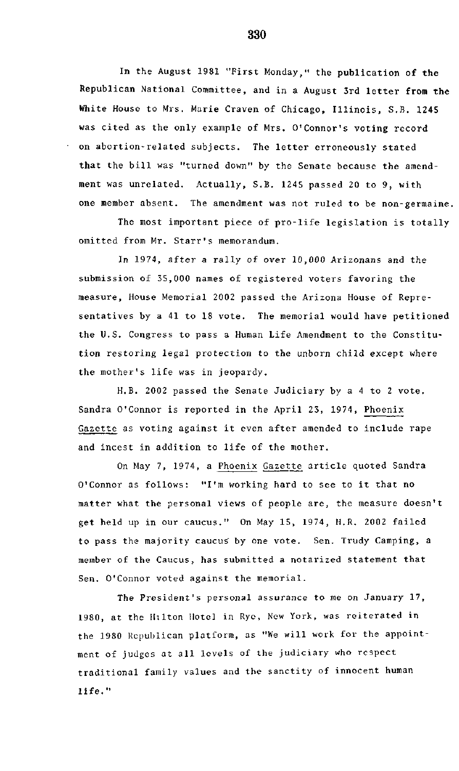In the August 1981 "First Monday," the publication of the Republican National Committee, and in a August 3rd letter from the White House to Mrs. Marie Craven of Chicago, Illinois, S.B. 1245 was cited as the only example of Mrs. O'Connor's voting record on abortion-related subjects. The letter erroneously stated that the bill was "turned down" by the Senate because the amendment was unrelated. Actually, S.B. 1245 passed 20 to 9, with one member absent. The amendment was not ruled to be non-germaine.

The most important piece of pro-life legislation is totally omitted from Mr. Starr's memorandum.

In 1974, after a rally of over 10,000 Arizonans and the submission of 35,000 names of registered voters favoring the measure, House Memorial 2002 passed the Arizona House of Representatives by a 41 to 18 vote. The memorial would have petitioned the U.S. Congress to pass a Human Life Amendment to the Constitution restoring legal protection to the unborn child except where the mother's life was in jeopardy.

H.B. 2002 passed the Senate Judiciary by a 4 to 2 vote. Sandra O'Connor is reported in the April 23, 1974, Phoenix Gazette as voting against it even after amended to include rape and incest in addition to life of the mother.

On May 7, 1974, a Phoenix Gazette article quoted Sandra O'Connor as follows: "I'm working hard to see to it that no matter what the personal views of people are, the measure doesn't get held up in our caucus." On May 15, 1974, H.R. 2002 failed to pass the majority caucus by one vote. Sen. Trudy Camping, a member of the Caucus, has submitted a notarized statement that Sen. O'Connor voted against the memorial.

The President's personal assurance to me on January 17, 1980, at the Hilton Hotel in Rye, New York, was reiterated in the 1980 Republican platform, as "We will work for the appointment of judges at all levels of the judiciary who respect traditional family values and the sanctity of innocent human life."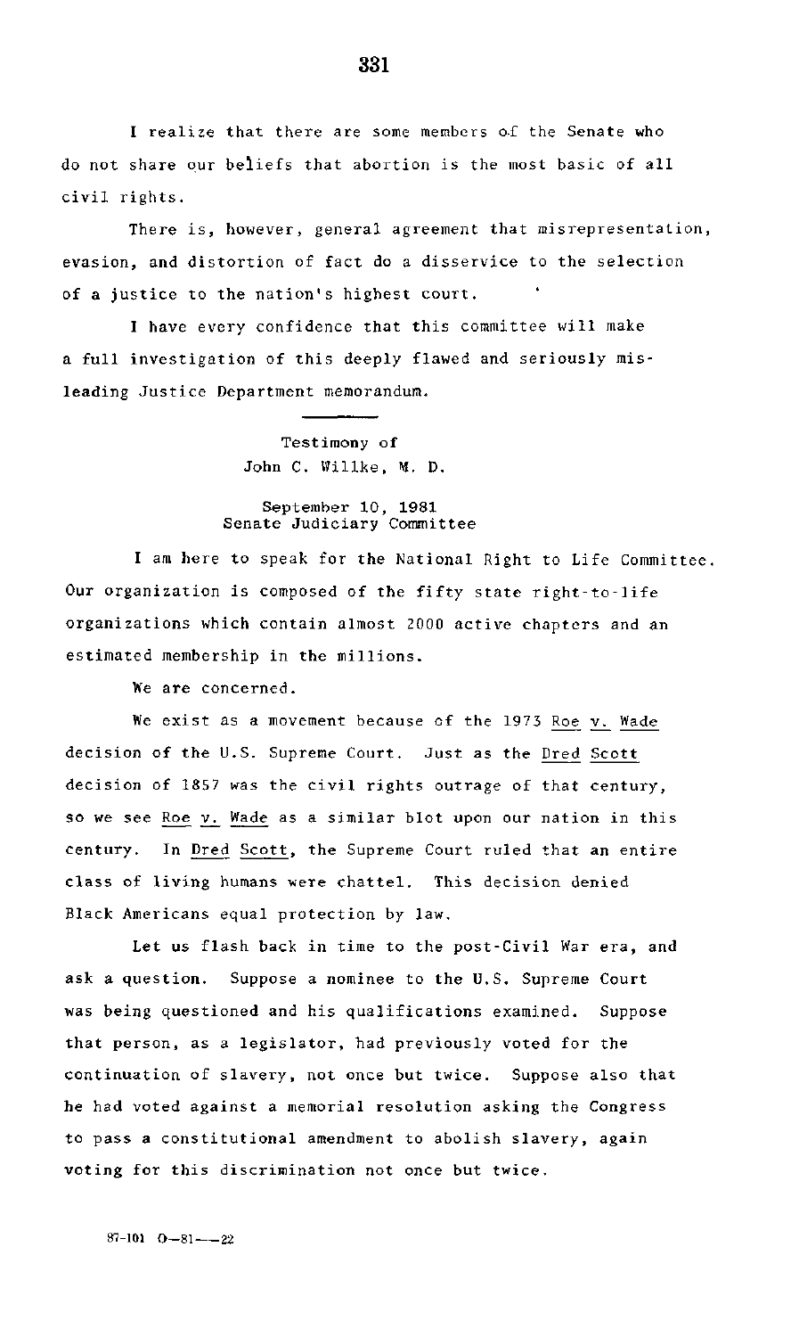I realize that there are some members of the Senate who do not share our beliefs that abortion is the most basic of all civil rights.

There is, however, general agreement that misrepresentation, evasion, and distortion of fact do a disservice to the selection of a justice to the nation's highest court.

I have every confidence that this committee will make a full investigation of this deeply flawed and seriously misleading Justice Department memorandum.

---

Testimony of
John C. Willke, M. D.

September 10, 1981
Senate Judiciary Committee

I am here to speak for the National Right to Life Committee. Our organization is composed of the fifty state right-to-life organizations which contain almost 2000 active chapters and an estimated membership in the millions.

We are concerned.

We exist as a movement because of the 1973 Roe v. Wade decision of the U.S. Supreme Court. Just as the Dred Scott decision of 1857 was the civil rights outrage of that century, so we see Roe v. Wade as a similar blot upon our nation in this century. In Dred Scott, the Supreme Court ruled that an entire class of living humans were chattel. This decision denied Black Americans equal protection by law.

Let us flash back in time to the post-Civil War era, and ask a question. Suppose a nominee to the U.S. Supreme Court was being questioned and his qualifications examined. Suppose that person, as a legislator, had previously voted for the continuation of slavery, not once but twice. Suppose also that he had voted against a memorial resolution asking the Congress to pass a constitutional amendment to abolish slavery, again voting for this discrimination not once but twice.

87-101 O—81——22